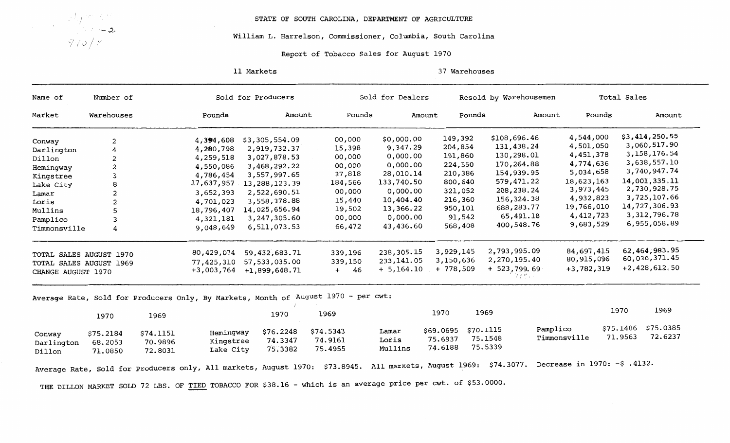STATE OF SOUTH CAROLINA, DEPARTMENT OF AGRICULTURE

William L. Harrelson, Commissioner, Columbia, South Carolina

Report of Tobacco Sales for August 1970

11 Markets — 37 Warehouses

| Name of Market | Number of Warehouses | Sold for Producers Pounds | Sold for Producers Amount | Sold for Dealers Pounds | Sold for Dealers Amount | Resold by Warehousemen Pounds | Resold by Warehousemen Amount | Total Sales Pounds | Total Sales Amount |
|---|---|---|---|---|---|---|---|---|---|
| Conway | 2 | 4,394,608 | $3,305,554.09 | 00,000 | $0,000.00 | 149,392 | $108,696.46 | 4,544,000 | $3,414,250.55 |
| Darlington | 4 | 4,280,798 | 2,919,732.37 | 15,398 | 9,347.29 | 204,854 | 131,438.24 | 4,501,050 | 3,060,517.90 |
| Dillon | 2 | 4,259,518 | 3,027,878.53 | 00,000 | 0,000.00 | 191,860 | 130,298.01 | 4,451,378 | 3,158,176.54 |
| Hemingway | 2 | 4,550,086 | 3,468,292.22 | 00,000 | 0,000.00 | 224,550 | 170,264.88 | 4,774,636 | 3,638,557.10 |
| Kingstree | 3 | 4,786,454 | 3,557,997.65 | 37,818 | 28,010.14 | 210,386 | 154,939.95 | 5,034,658 | 3,740,947.74 |
| Lake City | 8 | 17,637,957 | 13,288,123.39 | 184,566 | 133,740.50 | 800,640 | 579,471.22 | 18,623,163 | 14,001,335.11 |
| Lamar | 2 | 3,652,393 | 2,522,690.51 | 00,000 | 0,000.00 | 321,052 | 208,238.24 | 3,973,445 | 2,730,928.75 |
| Loris | 2 | 4,701,023 | 3,558,378.88 | 15,440 | 10,404.40 | 216,360 | 156,324.38 | 4,932,823 | 3,725,107.66 |
| Mullins | 5 | 18,796,407 | 14,025,656.94 | 19,502 | 13,366.22 | 950,101 | 688,283.77 | 19,766,010 | 14,727,306.93 |
| Pamplico | 3 | 4,321,181 | 3,247,305.60 | 00,000 | 0,000.00 | 91,542 | 65,491.18 | 4,412,723 | 3,312,796.78 |
| Timmonsville | 4 | 9,048,649 | 6,511,073.53 | 66,472 | 43,436.60 | 568,408 | 400,548.76 | 9,683,529 | 6,955,058.89 |
| TOTAL SALES AUGUST 1970 | | 80,429,074 | 59,432,683.71 | 339,196 | 238,305.15 | 3,929,145 | 2,793,995.09 | 84,697,415 | 62,464,983.95 |
| TOTAL SALES AUGUST 1969 | | 77,425,310 | 57,533,035.00 | 339,150 | 233,141.05 | 3,150,636 | 2,270,195.40 | 80,915,096 | 60,036,371.45 |
| CHANGE AUGUST 1970 | | +3,003,764 | +1,899,648.71 | + 46 | + 5,164.10 | + 778,509 | + 523,799.69 | +3,782,319 | +2,428,612.50 |

Average Rate, Sold for Producers Only, By Markets, Month of August 1970 - per cwt:

| Market | 1970 | 1969 |
|---|---|---|
| Conway | $75.2184 | $74.1151 |
| Darlington | 68.2053 | 70.9896 |
| Dillon | 71.0850 | 72.8031 |
| Hemingway | $76.2248 | $74.5343 |
| Kingstree | 74.3347 | 74.9161 |
| Lake City | 75.3382 | 75.4955 |
| Lamar | $69.0695 | $70.1115 |
| Loris | 75.6937 | 75.1548 |
| Mullins | 74.6188 | 75.5339 |
| Pamplico | $75.1486 | $75.0385 |
| Timmonsville | 71.9563 | 72.6237 |

Average Rate, Sold for Producers only, All markets, August 1970: $73.8945. All markets, August 1969: $74.3077. Decrease in 1970: -$ .4132.

THE DILLON MARKET SOLD 72 LBS. OF TIED TOBACCO FOR $38.16 - which is an average price per cwt. of $53.0000.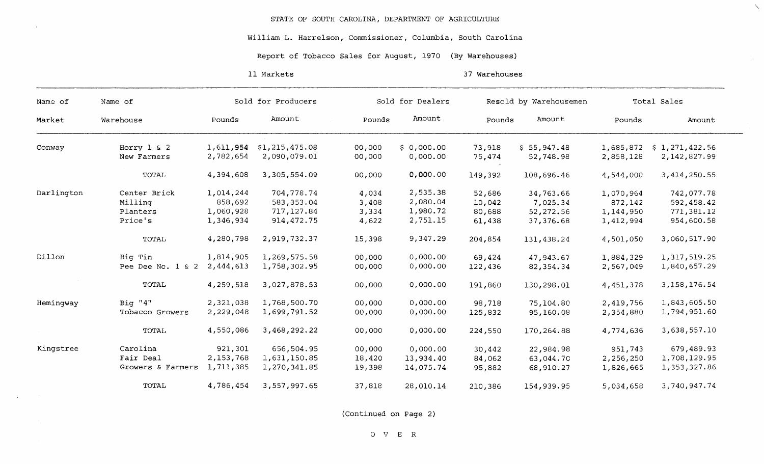STATE OF SOUTH CAROLINA, DEPARTMENT OF AGRICULTURE

William L. Harrelson, Commissioner, Columbia, South Carolina

Report of Tobacco Sales for August, 1970 (By Warehouses)

11 Markets &nbsp;&nbsp;&nbsp;&nbsp;&nbsp;&nbsp;&nbsp;&nbsp; 37 Warehouses

| Name of | Name of | Sold for Producers | | Sold for Dealers | | Resold by Warehousemen | | Total Sales | |
|---|---|---|---|---|---|---|---|---|---|
| Market | Warehouse | Pounds | Amount | Pounds | Amount | Pounds | Amount | Pounds | Amount |
| Conway | Horry 1 & 2 | 1,611,954 | $1,215,475.08 | 00,000 | $ 0,000.00 | 73,918 | $ 55,947.48 | 1,685,872 | $ 1,271,422.56 |
| | New Farmers | 2,782,654 | 2,090,079.01 | 00,000 | 0,000.00 | 75,474 | 52,748.98 | 2,858,128 | 2,142,827.99 |
| | TOTAL | 4,394,608 | 3,305,554.09 | 00,000 | 0,000.00 | 149,392 | 108,696.46 | 4,544,000 | 3,414,250.55 |
| Darlington | Center Brick | 1,014,244 | 704,778.74 | 4,034 | 2,535.38 | 52,686 | 34,763.66 | 1,070,964 | 742,077.78 |
| | Milling | 858,692 | 583,353.04 | 3,408 | 2,080.04 | 10,042 | 7,025.34 | 872,142 | 592,458.42 |
| | Planters | 1,060,928 | 717,127.84 | 3,334 | 1,980.72 | 80,688 | 52,272.56 | 1,144,950 | 771,381.12 |
| | Price's | 1,346,934 | 914,472.75 | 4,622 | 2,751.15 | 61,438 | 37,376.68 | 1,412,994 | 954,600.58 |
| | TOTAL | 4,280,798 | 2,919,732.37 | 15,398 | 9,347.29 | 204,854 | 131,438.24 | 4,501,050 | 3,060,517.90 |
| Dillon | Big Tin | 1,814,905 | 1,269,575.58 | 00,000 | 0,000.00 | 69,424 | 47,943.67 | 1,884,329 | 1,317,519.25 |
| | Pee Dee No. 1 & 2 | 2,444,613 | 1,758,302.95 | 00,000 | 0,000.00 | 122,436 | 82,354.34 | 2,567,049 | 1,840,657.29 |
| | TOTAL | 4,259,518 | 3,027,878.53 | 00,000 | 0,000.00 | 191,860 | 130,298.01 | 4,451,378 | 3,158,176.54 |
| Hemingway | Big "4" | 2,321,038 | 1,768,500.70 | 00,000 | 0,000.00 | 98,718 | 75,104.80 | 2,419,756 | 1,843,605.50 |
| | Tobacco Growers | 2,229,048 | 1,699,791.52 | 00,000 | 0,000.00 | 125,832 | 95,160.08 | 2,354,880 | 1,794,951.60 |
| | TOTAL | 4,550,086 | 3,468,292.22 | 00,000 | 0,000.00 | 224,550 | 170,264.88 | 4,774,636 | 3,638,557.10 |
| Kingstree | Carolina | 921,301 | 656,504.95 | 00,000 | 0,000.00 | 30,442 | 22,984.98 | 951,743 | 679,489.93 |
| | Fair Deal | 2,153,768 | 1,631,150.85 | 18,420 | 13,934.40 | 84,062 | 63,044.70 | 2,256,250 | 1,708,129.95 |
| | Growers & Farmers | 1,711,385 | 1,270,341.85 | 19,398 | 14,075.74 | 95,882 | 68,910.27 | 1,826,665 | 1,353,327.86 |
| | TOTAL | 4,786,454 | 3,557,997.65 | 37,818 | 28,010.14 | 210,386 | 154,939.95 | 5,034,658 | 3,740,947.74 |

(Continued on Page 2)

O V E R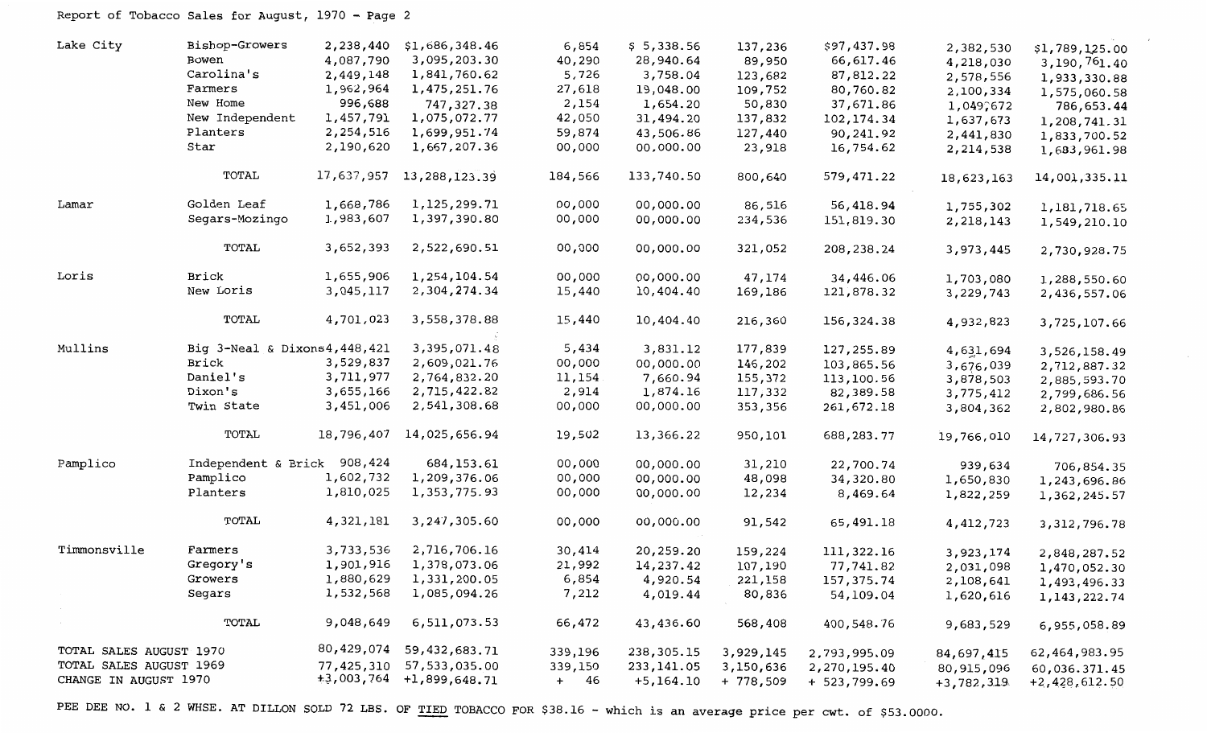Report of Tobacco Sales for August, 1970 - Page 2

| | | | | | | | | | |
|---|---|---|---|---|---|---|---|---|---|
| Lake City | Bishop-Growers | 2,238,440 | $1,686,348.46 | 6,854 | $ 5,338.56 | 137,236 | $97,437.98 | 2,382,530 | $1,789,125.00 |
| | Bowen | 4,087,790 | 3,095,203.30 | 40,290 | 28,940.64 | 89,950 | 66,617.46 | 4,218,030 | 3,190,761.40 |
| | Carolina's | 2,449,148 | 1,841,760.62 | 5,726 | 3,758.04 | 123,682 | 87,812.22 | 2,578,556 | 1,933,330.88 |
| | Farmers | 1,962,964 | 1,475,251.76 | 27,618 | 19,048.00 | 109,752 | 80,760.82 | 2,100,334 | 1,575,060.58 |
| | New Home | 996,688 | 747,327.38 | 2,154 | 1,654.20 | 50,830 | 37,671.86 | 1,049,672 | 786,653.44 |
| | New Independent | 1,457,791 | 1,075,072.77 | 42,050 | 31,494.20 | 137,832 | 102,174.34 | 1,637,673 | 1,208,741.31 |
| | Planters | 2,254,516 | 1,699,951.74 | 59,874 | 43,506.86 | 127,440 | 90,241.92 | 2,441,830 | 1,833,700.52 |
| | Star | 2,190,620 | 1,667,207.36 | 00,000 | 00,000.00 | 23,918 | 16,754.62 | 2,214,538 | 1,683,961.98 |
| | TOTAL | 17,637,957 | 13,288,123.39 | 184,566 | 133,740.50 | 800,640 | 579,471.22 | 18,623,163 | 14,001,335.11 |
| Lamar | Golden Leaf | 1,668,786 | 1,125,299.71 | 00,000 | 00,000.00 | 86,516 | 56,418.94 | 1,755,302 | 1,181,718.65 |
| | Segars-Mozingo | 1,983,607 | 1,397,390.80 | 00,000 | 00,000.00 | 234,536 | 151,819.30 | 2,218,143 | 1,549,210.10 |
| | TOTAL | 3,652,393 | 2,522,690.51 | 00,000 | 00,000.00 | 321,052 | 208,238.24 | 3,973,445 | 2,730,928.75 |
| Loris | Brick | 1,655,906 | 1,254,104.54 | 00,000 | 00,000.00 | 47,174 | 34,446.06 | 1,703,080 | 1,288,550.60 |
| | New Loris | 3,045,117 | 2,304,274.34 | 15,440 | 10,404.40 | 169,186 | 121,878.32 | 3,229,743 | 2,436,557.06 |
| | TOTAL | 4,701,023 | 3,558,378.88 | 15,440 | 10,404.40 | 216,360 | 156,324.38 | 4,932,823 | 3,725,107.66 |
| Mullins | Big 3-Neal & Dixons | 4,448,421 | 3,395,071.48 | 5,434 | 3,831.12 | 177,839 | 127,255.89 | 4,631,694 | 3,526,158.49 |
| | Brick | 3,529,837 | 2,609,021.76 | 00,000 | 00,000.00 | 146,202 | 103,865.56 | 3,676,039 | 2,712,887.32 |
| | Daniel's | 3,711,977 | 2,764,832.20 | 11,154 | 7,660.94 | 155,372 | 113,100.56 | 3,878,503 | 2,885,593.70 |
| | Dixon's | 3,655,166 | 2,715,422.82 | 2,914 | 1,874.16 | 117,332 | 82,389.58 | 3,775,412 | 2,799,686.56 |
| | Twin State | 3,451,006 | 2,541,308.68 | 00,000 | 00,000.00 | 353,356 | 261,672.18 | 3,804,362 | 2,802,980.86 |
| | TOTAL | 18,796,407 | 14,025,656.94 | 19,502 | 13,366.22 | 950,101 | 688,283.77 | 19,766,010 | 14,727,306.93 |
| Pamplico | Independent & Brick | 908,424 | 684,153.61 | 00,000 | 00,000.00 | 31,210 | 22,700.74 | 939,634 | 706,854.35 |
| | Pamplico | 1,602,732 | 1,209,376.06 | 00,000 | 00,000.00 | 48,098 | 34,320.80 | 1,650,830 | 1,243,696.86 |
| | Planters | 1,810,025 | 1,353,775.93 | 00,000 | 00,000.00 | 12,234 | 8,469.64 | 1,822,259 | 1,362,245.57 |
| | TOTAL | 4,321,181 | 3,247,305.60 | 00,000 | 00,000.00 | 91,542 | 65,491.18 | 4,412,723 | 3,312,796.78 |
| Timmonsville | Farmers | 3,733,536 | 2,716,706.16 | 30,414 | 20,259.20 | 159,224 | 111,322.16 | 3,923,174 | 2,848,287.52 |
| | Gregory's | 1,901,916 | 1,378,073.06 | 21,992 | 14,237.42 | 107,190 | 77,741.82 | 2,031,098 | 1,470,052.30 |
| | Growers | 1,880,629 | 1,331,200.05 | 6,854 | 4,920.54 | 221,158 | 157,375.74 | 2,108,641 | 1,493,496.33 |
| | Segars | 1,532,568 | 1,085,094.26 | 7,212 | 4,019.44 | 80,836 | 54,109.04 | 1,620,616 | 1,143,222.74 |
| | TOTAL | 9,048,649 | 6,511,073.53 | 66,472 | 43,436.60 | 568,408 | 400,548.76 | 9,683,529 | 6,955,058.89 |
| TOTAL SALES AUGUST 1970 | | 80,429,074 | 59,432,683.71 | 339,196 | 238,305.15 | 3,929,145 | 2,793,995.09 | 84,697,415 | 62,464,983.95 |
| TOTAL SALES AUGUST 1969 | | 77,425,310 | 57,533,035.00 | 339,150 | 233,141.05 | 3,150,636 | 2,270,195.40 | 80,915,096 | 60,036,371.45 |
| CHANGE IN AUGUST 1970 | | +3,003,764 | +1,899,648.71 | + 46 | +5,164.10 | + 778,509 | + 523,799.69 | +3,782,319 | +2,428,612.50 |

PEE DEE NO. 1 & 2 WHSE. AT DILLON SOLD 72 LBS. OF TIED TOBACCO FOR $38.16 - which is an average price per cwt. of $53.0000.